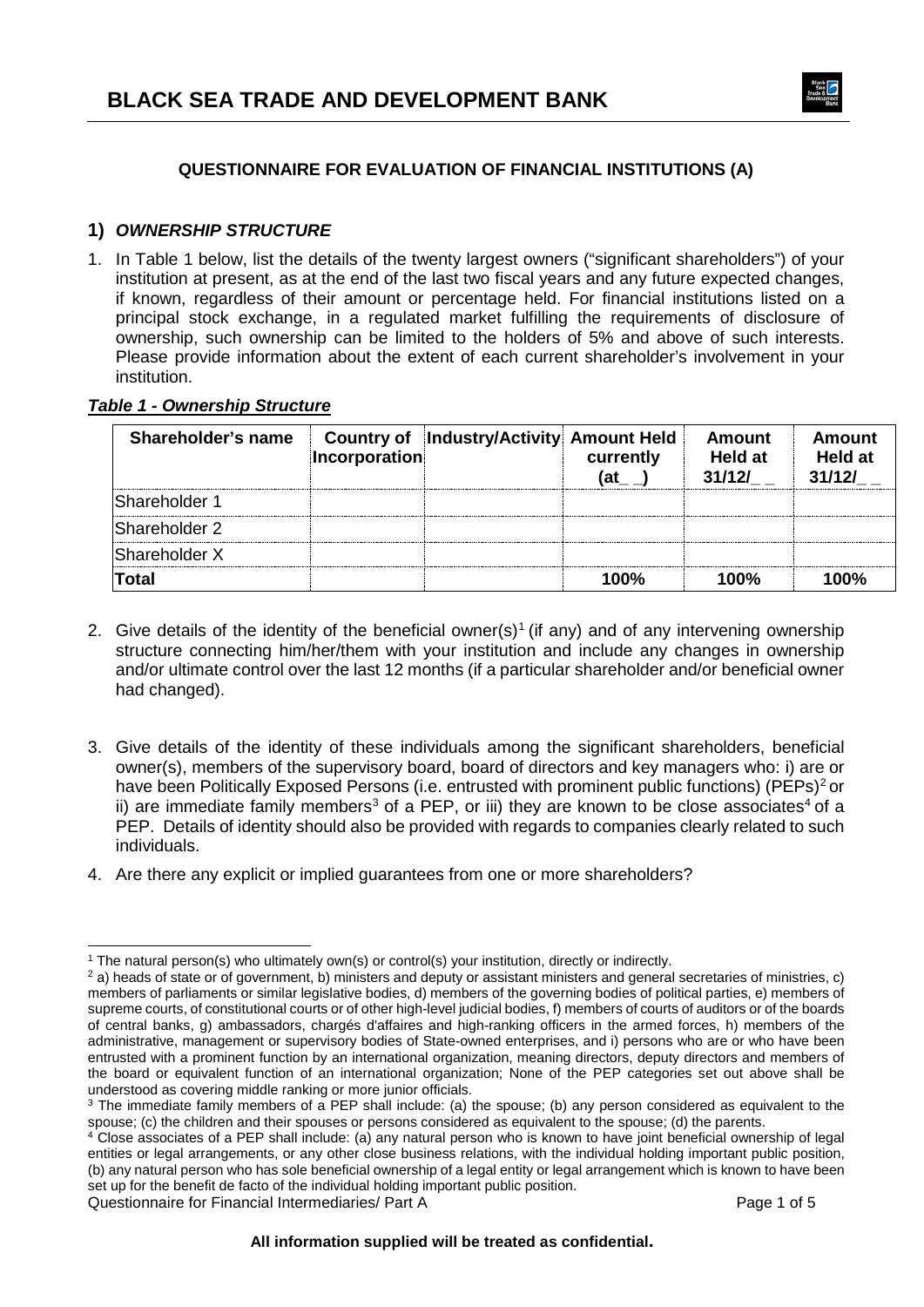# BLACK SEA TRADE AND DEVELOPMENT BANK

## QUESTIONNAIRE FOR EVALUATION OF FINANCIAL INSTITUTIONS (A)

### 1) *OWNERSHIP STRUCTURE*

1. In Table 1 below, list the details of the twenty largest owners ("significant shareholders") of your institution at present, as at the end of the last two fiscal years and any future expected changes, if known, regardless of their amount or percentage held. For financial institutions listed on a principal stock exchange, in a regulated market fulfilling the requirements of disclosure of ownership, such ownership can be limited to the holders of 5% and above of such interests. Please provide information about the extent of each current shareholder's involvement in your institution.

***Table 1 - Ownership Structure***

| Shareholder's name | Country of Incorporation | Industry/Activity | Amount Held currently (at_ _) | Amount Held at 31/12/_ _ | Amount Held at 31/12/_ _ |
|---|---|---|---|---|---|
| Shareholder 1 | | | | | |
| Shareholder 2 | | | | | |
| Shareholder X | | | | | |
| **Total** | | | **100%** | **100%** | **100%** |

2. Give details of the identity of the beneficial owner(s)[1] (if any) and of any intervening ownership structure connecting him/her/them with your institution and include any changes in ownership and/or ultimate control over the last 12 months (if a particular shareholder and/or beneficial owner had changed).

3. Give details of the identity of these individuals among the significant shareholders, beneficial owner(s), members of the supervisory board, board of directors and key managers who: i) are or have been Politically Exposed Persons (i.e. entrusted with prominent public functions) (PEPs)[2] or ii) are immediate family members[3] of a PEP, or iii) they are known to be close associates[4] of a PEP. Details of identity should also be provided with regards to companies clearly related to such individuals.

4. Are there any explicit or implied guarantees from one or more shareholders?

---

[1] The natural person(s) who ultimately own(s) or control(s) your institution, directly or indirectly.

[2] a) heads of state or of government, b) ministers and deputy or assistant ministers and general secretaries of ministries, c) members of parliaments or similar legislative bodies, d) members of the governing bodies of political parties, e) members of supreme courts, of constitutional courts or of other high-level judicial bodies, f) members of courts of auditors or of the boards of central banks, g) ambassadors, chargés d'affaires and high-ranking officers in the armed forces, h) members of the administrative, management or supervisory bodies of State-owned enterprises, and i) persons who are or who have been entrusted with a prominent function by an international organization, meaning directors, deputy directors and members of the board or equivalent function of an international organization; None of the PEP categories set out above shall be understood as covering middle ranking or more junior officials.

[3] The immediate family members of a PEP shall include: (a) the spouse; (b) any person considered as equivalent to the spouse; (c) the children and their spouses or persons considered as equivalent to the spouse; (d) the parents.

[4] Close associates of a PEP shall include: (a) any natural person who is known to have joint beneficial ownership of legal entities or legal arrangements, or any other close business relations, with the individual holding important public position, (b) any natural person who has sole beneficial ownership of a legal entity or legal arrangement which is known to have been set up for the benefit de facto of the individual holding important public position.

**All information supplied will be treated as confidential.**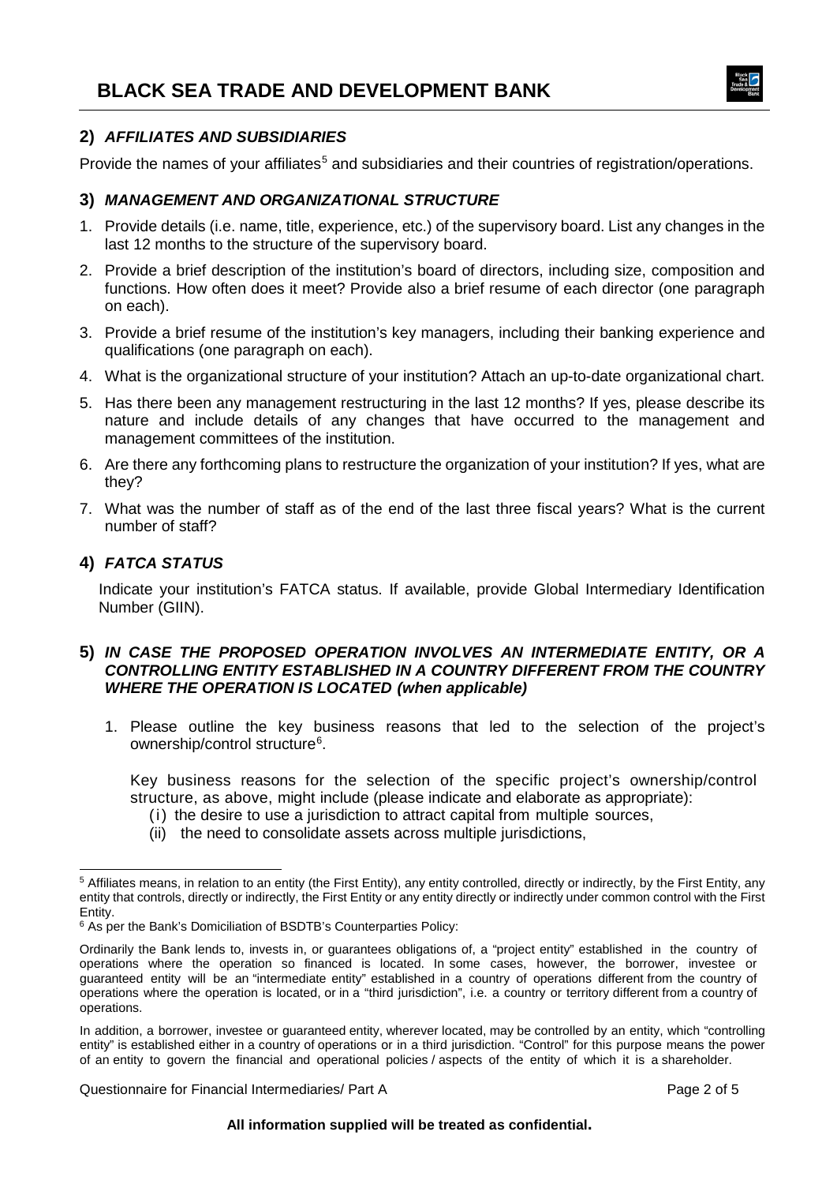## 2) *AFFILIATES AND SUBSIDIARIES*

Provide the names of your affiliates[5] and subsidiaries and their countries of registration/operations.

## 3) *MANAGEMENT AND ORGANIZATIONAL STRUCTURE*

1. Provide details (i.e. name, title, experience, etc.) of the supervisory board. List any changes in the last 12 months to the structure of the supervisory board.
2. Provide a brief description of the institution's board of directors, including size, composition and functions. How often does it meet? Provide also a brief resume of each director (one paragraph on each).
3. Provide a brief resume of the institution's key managers, including their banking experience and qualifications (one paragraph on each).
4. What is the organizational structure of your institution? Attach an up-to-date organizational chart.
5. Has there been any management restructuring in the last 12 months? If yes, please describe its nature and include details of any changes that have occurred to the management and management committees of the institution.
6. Are there any forthcoming plans to restructure the organization of your institution? If yes, what are they?
7. What was the number of staff as of the end of the last three fiscal years? What is the current number of staff?

## 4) *FATCA STATUS*

Indicate your institution's FATCA status. If available, provide Global Intermediary Identification Number (GIIN).

## 5) *IN CASE THE PROPOSED OPERATION INVOLVES AN INTERMEDIATE ENTITY, OR A CONTROLLING ENTITY ESTABLISHED IN A COUNTRY DIFFERENT FROM THE COUNTRY WHERE THE OPERATION IS LOCATED (when applicable)*

1. Please outline the key business reasons that led to the selection of the project's ownership/control structure[6].

   Key business reasons for the selection of the specific project's ownership/control structure, as above, might include (please indicate and elaborate as appropriate):

   (i) the desire to use a jurisdiction to attract capital from multiple sources,

   (ii) the need to consolidate assets across multiple jurisdictions,

---

[5] Affiliates means, in relation to an entity (the First Entity), any entity controlled, directly or indirectly, by the First Entity, any entity that controls, directly or indirectly, the First Entity or any entity directly or indirectly under common control with the First Entity.

[6] As per the Bank's Domiciliation of BSDTB's Counterparties Policy:

Ordinarily the Bank lends to, invests in, or guarantees obligations of, a "project entity" established in the country of operations where the operation so financed is located. In some cases, however, the borrower, investee or guaranteed entity will be an "intermediate entity" established in a country of operations different from the country of operations where the operation is located, or in a "third jurisdiction", i.e. a country or territory different from a country of operations.

In addition, a borrower, investee or guaranteed entity, wherever located, may be controlled by an entity, which "controlling entity" is established either in a country of operations or in a third jurisdiction. "Control" for this purpose means the power of an entity to govern the financial and operational policies / aspects of the entity of which it is a shareholder.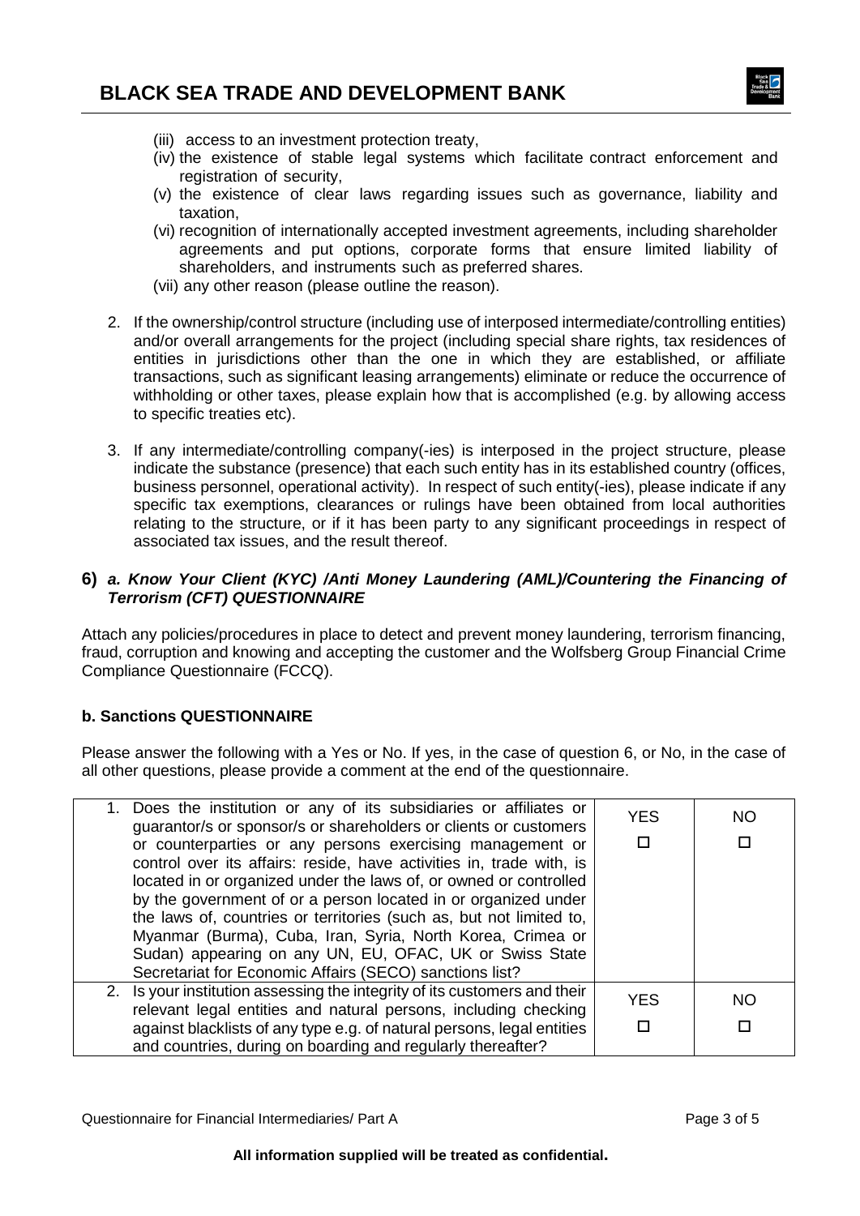(iii) access to an investment protection treaty,
(iv) the existence of stable legal systems which facilitate contract enforcement and registration of security,
(v) the existence of clear laws regarding issues such as governance, liability and taxation,
(vi) recognition of internationally accepted investment agreements, including shareholder agreements and put options, corporate forms that ensure limited liability of shareholders, and instruments such as preferred shares.
(vii) any other reason (please outline the reason).

2. If the ownership/control structure (including use of interposed intermediate/controlling entities) and/or overall arrangements for the project (including special share rights, tax residences of entities in jurisdictions other than the one in which they are established, or affiliate transactions, such as significant leasing arrangements) eliminate or reduce the occurrence of withholding or other taxes, please explain how that is accomplished (e.g. by allowing access to specific treaties etc).

3. If any intermediate/controlling company(-ies) is interposed in the project structure, please indicate the substance (presence) that each such entity has in its established country (offices, business personnel, operational activity). In respect of such entity(-ies), please indicate if any specific tax exemptions, clearances or rulings have been obtained from local authorities relating to the structure, or if it has been party to any significant proceedings in respect of associated tax issues, and the result thereof.

### 6) *a. Know Your Client (KYC) /Anti Money Laundering (AML)/Countering the Financing of Terrorism (CFT) QUESTIONNAIRE*

Attach any policies/procedures in place to detect and prevent money laundering, terrorism financing, fraud, corruption and knowing and accepting the customer and the Wolfsberg Group Financial Crime Compliance Questionnaire (FCCQ).

### b. Sanctions QUESTIONNAIRE

Please answer the following with a Yes or No. If yes, in the case of question 6, or No, in the case of all other questions, please provide a comment at the end of the questionnaire.

| Question | YES | NO |
|---|---|---|
| 1. Does the institution or any of its subsidiaries or affiliates or guarantor/s or sponsor/s or shareholders or clients or customers or counterparties or any persons exercising management or control over its affairs: reside, have activities in, trade with, is located in or organized under the laws of, or owned or controlled by the government of or a person located in or organized under the laws of, countries or territories (such as, but not limited to, Myanmar (Burma), Cuba, Iran, Syria, North Korea, Crimea or Sudan) appearing on any UN, EU, OFAC, UK or Swiss State Secretariat for Economic Affairs (SECO) sanctions list? | ☐ | ☐ |
| 2. Is your institution assessing the integrity of its customers and their relevant legal entities and natural persons, including checking against blacklists of any type e.g. of natural persons, legal entities and countries, during on boarding and regularly thereafter? | ☐ | ☐ |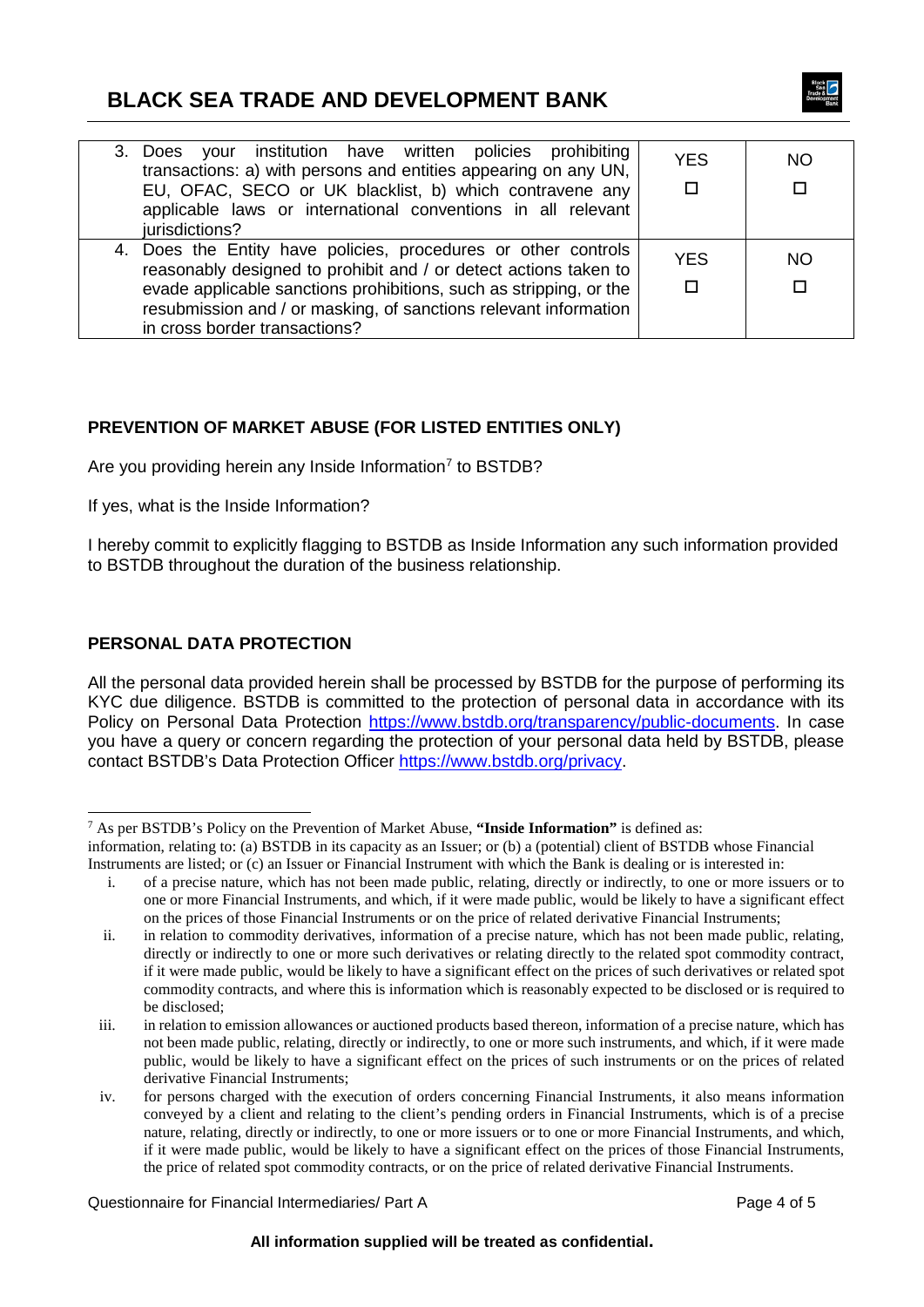| | | |
|---|---|---|
| 3. Does your institution have written policies prohibiting transactions: a) with persons and entities appearing on any UN, EU, OFAC, SECO or UK blacklist, b) which contravene any applicable laws or international conventions in all relevant jurisdictions? | YES ☐ | NO ☐ |
| 4. Does the Entity have policies, procedures or other controls reasonably designed to prohibit and / or detect actions taken to evade applicable sanctions prohibitions, such as stripping, or the resubmission and / or masking, of sanctions relevant information in cross border transactions? | YES ☐ | NO ☐ |

## PREVENTION OF MARKET ABUSE (FOR LISTED ENTITIES ONLY)

Are you providing herein any Inside Information[7] to BSTDB?

If yes, what is the Inside Information?

I hereby commit to explicitly flagging to BSTDB as Inside Information any such information provided to BSTDB throughout the duration of the business relationship.

## PERSONAL DATA PROTECTION

All the personal data provided herein shall be processed by BSTDB for the purpose of performing its KYC due diligence. BSTDB is committed to the protection of personal data in accordance with its Policy on Personal Data Protection https://www.bstdb.org/transparency/public-documents. In case you have a query or concern regarding the protection of your personal data held by BSTDB, please contact BSTDB's Data Protection Officer https://www.bstdb.org/privacy.

---

[7] As per BSTDB's Policy on the Prevention of Market Abuse, **"Inside Information"** is defined as:
information, relating to: (a) BSTDB in its capacity as an Issuer; or (b) a (potential) client of BSTDB whose Financial Instruments are listed; or (c) an Issuer or Financial Instrument with which the Bank is dealing or is interested in:

i. of a precise nature, which has not been made public, relating, directly or indirectly, to one or more issuers or to one or more Financial Instruments, and which, if it were made public, would be likely to have a significant effect on the prices of those Financial Instruments or on the price of related derivative Financial Instruments;

ii. in relation to commodity derivatives, information of a precise nature, which has not been made public, relating, directly or indirectly to one or more such derivatives or relating directly to the related spot commodity contract, if it were made public, would be likely to have a significant effect on the prices of such derivatives or related spot commodity contracts, and where this is information which is reasonably expected to be disclosed or is required to be disclosed;

iii. in relation to emission allowances or auctioned products based thereon, information of a precise nature, which has not been made public, relating, directly or indirectly, to one or more such instruments, and which, if it were made public, would be likely to have a significant effect on the prices of such instruments or on the prices of related derivative Financial Instruments;

iv. for persons charged with the execution of orders concerning Financial Instruments, it also means information conveyed by a client and relating to the client's pending orders in Financial Instruments, which is of a precise nature, relating, directly or indirectly, to one or more issuers or to one or more Financial Instruments, and which, if it were made public, would be likely to have a significant effect on the prices of those Financial Instruments, the price of related spot commodity contracts, or on the price of related derivative Financial Instruments.

**All information supplied will be treated as confidential.**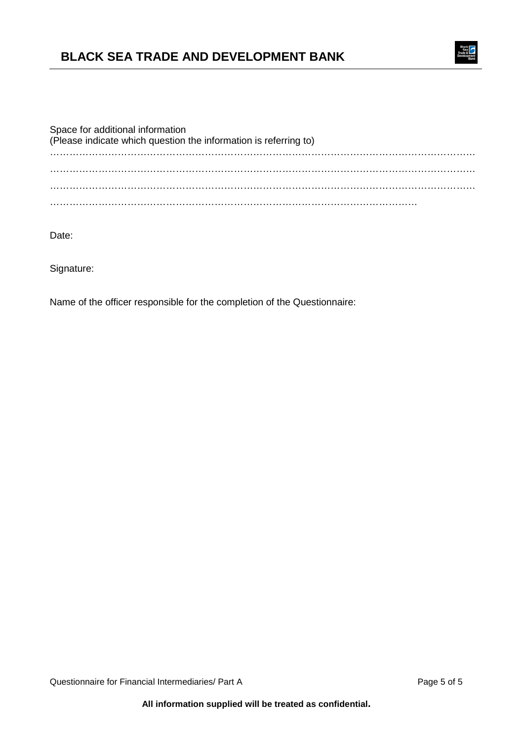Space for additional information
(Please indicate which question the information is referring to)

……………………………………………………………………………………………………………………

……………………………………………………………………………………………………………………

……………………………………………………………………………………………………………………

…………………………………………………………………………………………………

Date:

Signature:

Name of the officer responsible for the completion of the Questionnaire:

**All information supplied will be treated as confidential.**